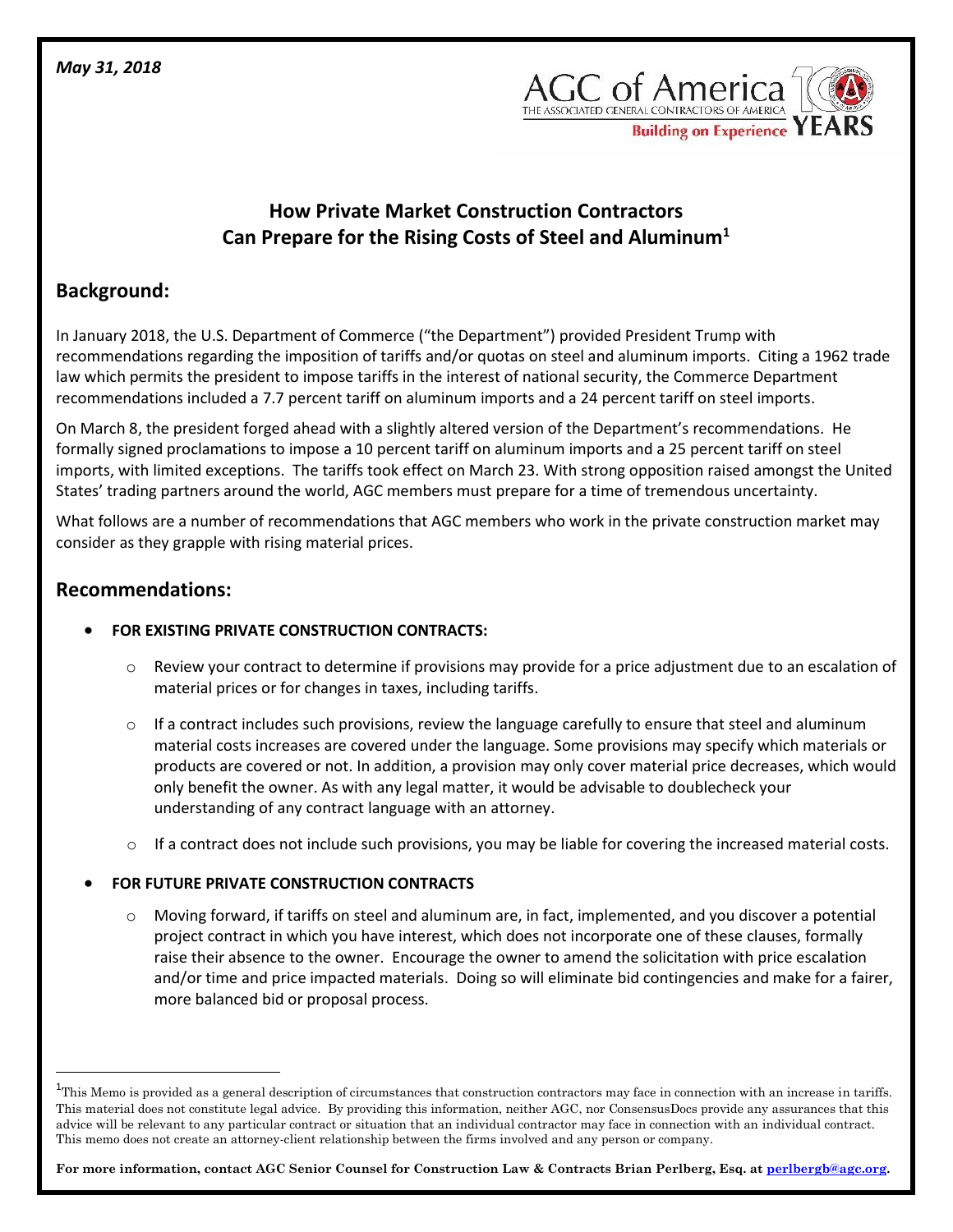*May 31, 2018*

AGC of America
THE ASSOCIATED GENERAL CONTRACTORS OF AMERICA
Building on Experience

# How Private Market Construction Contractors Can Prepare for the Rising Costs of Steel and Aluminum[1]

## Background:

In January 2018, the U.S. Department of Commerce ("the Department") provided President Trump with recommendations regarding the imposition of tariffs and/or quotas on steel and aluminum imports. Citing a 1962 trade law which permits the president to impose tariffs in the interest of national security, the Commerce Department recommendations included a 7.7 percent tariff on aluminum imports and a 24 percent tariff on steel imports.

On March 8, the president forged ahead with a slightly altered version of the Department's recommendations. He formally signed proclamations to impose a 10 percent tariff on aluminum imports and a 25 percent tariff on steel imports, with limited exceptions. The tariffs took effect on March 23. With strong opposition raised amongst the United States' trading partners around the world, AGC members must prepare for a time of tremendous uncertainty.

What follows are a number of recommendations that AGC members who work in the private construction market may consider as they grapple with rising material prices.

## Recommendations:

- **FOR EXISTING PRIVATE CONSTRUCTION CONTRACTS:**
  - Review your contract to determine if provisions may provide for a price adjustment due to an escalation of material prices or for changes in taxes, including tariffs.
  - If a contract includes such provisions, review the language carefully to ensure that steel and aluminum material costs increases are covered under the language. Some provisions may specify which materials or products are covered or not. In addition, a provision may only cover material price decreases, which would only benefit the owner. As with any legal matter, it would be advisable to doublecheck your understanding of any contract language with an attorney.
  - If a contract does not include such provisions, you may be liable for covering the increased material costs.
- **FOR FUTURE PRIVATE CONSTRUCTION CONTRACTS**
  - Moving forward, if tariffs on steel and aluminum are, in fact, implemented, and you discover a potential project contract in which you have interest, which does not incorporate one of these clauses, formally raise their absence to the owner. Encourage the owner to amend the solicitation with price escalation and/or time and price impacted materials. Doing so will eliminate bid contingencies and make for a fairer, more balanced bid or proposal process.

[1] This Memo is provided as a general description of circumstances that construction contractors may face in connection with an increase in tariffs. This material does not constitute legal advice. By providing this information, neither AGC, nor ConsensusDocs provide any assurances that this advice will be relevant to any particular contract or situation that an individual contractor may face in connection with an individual contract. This memo does not create an attorney-client relationship between the firms involved and any person or company.

**For more information, contact AGC Senior Counsel for Construction Law & Contracts Brian Perlberg, Esq. at perlbergb@agc.org.**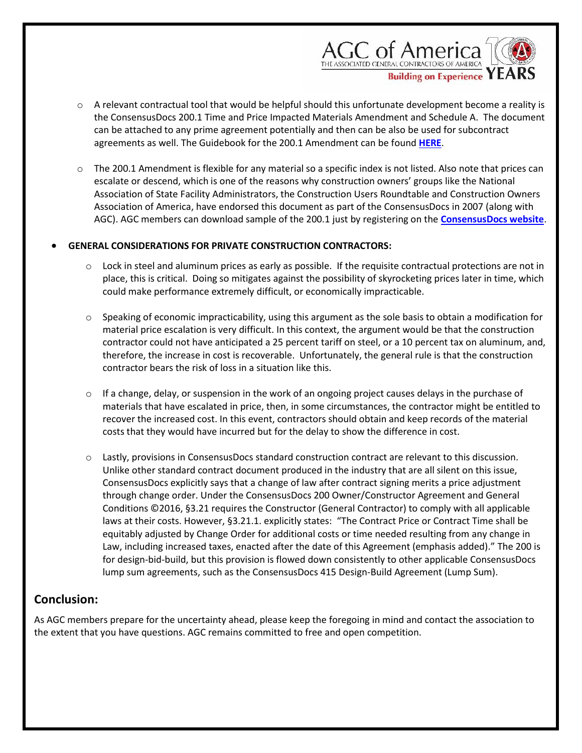- A relevant contractual tool that would be helpful should this unfortunate development become a reality is the ConsensusDocs 200.1 Time and Price Impacted Materials Amendment and Schedule A. The document can be attached to any prime agreement potentially and then can be also be used for subcontract agreements as well. The Guidebook for the 200.1 Amendment can be found **HERE**.

- The 200.1 Amendment is flexible for any material so a specific index is not listed. Also note that prices can escalate or descend, which is one of the reasons why construction owners' groups like the National Association of State Facility Administrators, the Construction Users Roundtable and Construction Owners Association of America, have endorsed this document as part of the ConsensusDocs in 2007 (along with AGC). AGC members can download sample of the 200.1 just by registering on the **ConsensusDocs website**.

- **GENERAL CONSIDERATIONS FOR PRIVATE CONSTRUCTION CONTRACTORS:**
  - Lock in steel and aluminum prices as early as possible. If the requisite contractual protections are not in place, this is critical. Doing so mitigates against the possibility of skyrocketing prices later in time, which could make performance extremely difficult, or economically impracticable.
  - Speaking of economic impracticability, using this argument as the sole basis to obtain a modification for material price escalation is very difficult. In this context, the argument would be that the construction contractor could not have anticipated a 25 percent tariff on steel, or a 10 percent tax on aluminum, and, therefore, the increase in cost is recoverable. Unfortunately, the general rule is that the construction contractor bears the risk of loss in a situation like this.
  - If a change, delay, or suspension in the work of an ongoing project causes delays in the purchase of materials that have escalated in price, then, in some circumstances, the contractor might be entitled to recover the increased cost. In this event, contractors should obtain and keep records of the material costs that they would have incurred but for the delay to show the difference in cost.
  - Lastly, provisions in ConsensusDocs standard construction contract are relevant to this discussion. Unlike other standard contract document produced in the industry that are all silent on this issue, ConsensusDocs explicitly says that a change of law after contract signing merits a price adjustment through change order. Under the ConsensusDocs 200 Owner/Constructor Agreement and General Conditions ©2016, §3.21 requires the Constructor (General Contractor) to comply with all applicable laws at their costs. However, §3.21.1. explicitly states: "The Contract Price or Contract Time shall be equitably adjusted by Change Order for additional costs or time needed resulting from any change in Law, including increased taxes, enacted after the date of this Agreement (emphasis added)." The 200 is for design-bid-build, but this provision is flowed down consistently to other applicable ConsensusDocs lump sum agreements, such as the ConsensusDocs 415 Design-Build Agreement (Lump Sum).

## Conclusion:

As AGC members prepare for the uncertainty ahead, please keep the foregoing in mind and contact the association to the extent that you have questions. AGC remains committed to free and open competition.